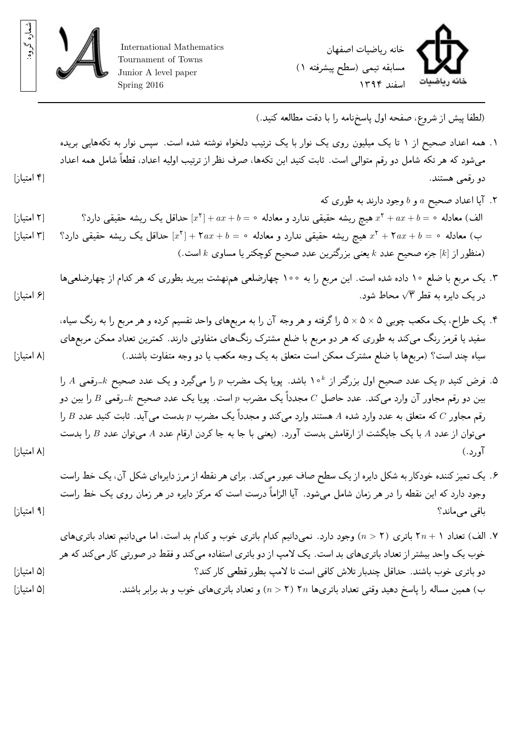International Mathematics
Tournament of Towns
Junior A level paper
Spring 2016

خانه ریاضیات اصفهان
مسابقه تیمی (سطح پیشرفته ۱)
اسفند ۱۳۹۴

شماره گروه:

(لطفا پیش از شروع، صفحه اول پاسخ‌نامه را با دقت مطالعه کنید.)

۱. همه اعداد صحیح از ۱ تا یک میلیون روی یک نوار با یک ترتیب دلخواه نوشته شده است. سپس نوار به تکه‌هایی بریده می‌شود که هر تکه شامل دو رقم متوالی است. ثابت کنید این تکه‌ها، صرف نظر از ترتیب اولیه اعداد، قطعاً شامل همه اعداد دو رقمی هستند. [۴ امتیاز]

۲. آیا اعداد صحیح $a$ و $b$ وجود دارند به طوری که

الف) معادله $x^2 + ax + b = 0$ هیچ ریشه حقیقی ندارد و معادله $[x^2] + ax + b = 0$ حداقل یک ریشه حقیقی دارد؟ [۲ امتیاز]

ب) معادله $x^2 + 2ax + b = 0$ هیچ ریشه حقیقی ندارد و معادله $[x^2] + 2ax + b = 0$ حداقل یک ریشه حقیقی دارد؟ [۳ امتیاز]

(منظور از $[k]$ جزء صحیح عدد $k$ یعنی بزرگترین عدد صحیح کوچکتر یا مساوی $k$ است.)

۳. یک مربع با ضلع ۱۰ داده شده است. این مربع را به ۱۰۰ چهارضلعی هم‌نهشت ببرید بطوری که هر کدام از چهارضلعی‌ها در یک دایره به قطر $\sqrt{3}$ محاط شود. [۶ امتیاز]

۴. یک طراح، یک مکعب چوبی $5 \times 5 \times 5$ را گرفته و هر وجه آن را به مربع‌های واحد تقسیم کرده و هر مربع را به رنگ سیاه، سفید یا قرمز رنگ می‌کند به طوری که هر دو مربع با ضلع مشترک رنگ‌های متفاوتی دارند. کمترین تعداد ممکن مربع‌های سیاه چند است؟ (مربع‌ها با ضلع مشترک ممکن است متعلق به یک وجه مکعب یا دو وجه متفاوت باشند.) [۸ امتیاز]

۵. فرض کنید $p$ یک عدد صحیح اول بزرگتر از $10^k$ باشد. پویا یک مضرب $p$ را می‌گیرد و یک عدد صحیح $k$-رقمی $A$ را بین دو رقم مجاور آن وارد می‌کند. عدد حاصل $C$ مجدداً یک مضرب $p$ است. پویا یک عدد صحیح $k$-رقمی $B$ را بین دو رقم مجاور $C$ که متعلق به عدد وارد شده $A$ هستند وارد می‌کند و مجدداً یک مضرب $p$ بدست می‌آید. ثابت کنید عدد $B$ را می‌توان از عدد $A$ با یک جایگشت از ارقامش بدست آورد. (یعنی با جا به جا کردن ارقام عدد $A$ می‌توان عدد $B$ را بدست آورد.) [۸ امتیاز]

۶. یک تمیز کننده خودکار به شکل دایره از یک سطح صاف عبور می‌کند. برای هر نقطه از مرز دایره‌ای شکل آن، یک خط راست وجود دارد که این نقطه را در هر زمان شامل می‌شود. آیا الزاماً درست است که مرکز دایره در هر زمان روی یک خط راست باقی می‌ماند؟ [۹ امتیاز]

۷. الف) تعداد $2n + 1$ باتری ($n > 2$) وجود دارد. نمی‌دانیم کدام باتری خوب و کدام بد است، اما می‌دانیم تعداد باتری‌های خوب یک واحد بیشتر از تعداد باتری‌های بد است. یک لامپ از دو باتری استفاده می‌کند و فقط در صورتی کار می‌کند که هر دو باتری خوب باشند. حداقل چندبار تلاش کافی است تا لامپ بطور قطعی کار کند؟ [۵ امتیاز]

ب) همین مساله را پاسخ دهید وقتی تعداد باتری‌ها $2n$ ($n > 2$) و تعداد باتری‌های خوب و بد برابر باشند. [۵ امتیاز]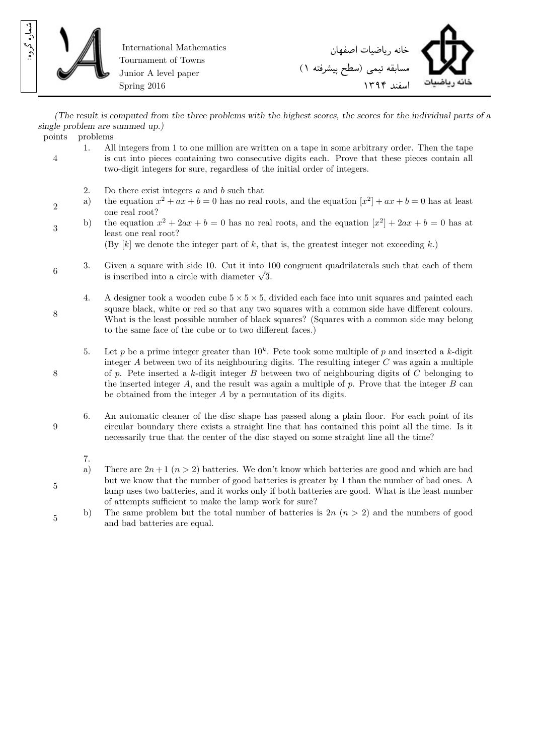International Mathematics
Tournament of Towns
Junior A level paper
Spring 2016

خانه ریاضیات اصفهان
مسابقه تیمی (سطح پیشرفته ۱)
اسفند ۱۳۹۴

شماره گروه:

*(The result is computed from the three problems with the highest scores, the scores for the individual parts of a single problem are summed up.)*

| points | problems | |
|---|---|---|
| 4 | 1. | All integers from 1 to one million are written on a tape in some arbitrary order. Then the tape is cut into pieces containing two consecutive digits each. Prove that these pieces contain all two-digit integers for sure, regardless of the initial order of integers. |
| | 2. | Do there exist integers $a$ and $b$ such that |
| 2 | a) | the equation $x^2 + ax + b = 0$ has no real roots, and the equation $[x^2] + ax + b = 0$ has at least one real root? |
| 3 | b) | the equation $x^2 + 2ax + b = 0$ has no real roots, and the equation $[x^2] + 2ax + b = 0$ has at least one real root? (By $[k]$ we denote the integer part of $k$, that is, the greatest integer not exceeding $k$.) |
| 6 | 3. | Given a square with side 10. Cut it into 100 congruent quadrilaterals such that each of them is inscribed into a circle with diameter $\sqrt{3}$. |
| 8 | 4. | A designer took a wooden cube $5 \times 5 \times 5$, divided each face into unit squares and painted each square black, white or red so that any two squares with a common side have different colours. What is the least possible number of black squares? (Squares with a common side may belong to the same face of the cube or to two different faces.) |
| 8 | 5. | Let $p$ be a prime integer greater than $10^k$. Pete took some multiple of $p$ and inserted a $k$-digit integer $A$ between two of its neighbouring digits. The resulting integer $C$ was again a multiple of $p$. Pete inserted a $k$-digit integer $B$ between two of neighbouring digits of $C$ belonging to the inserted integer $A$, and the result was again a multiple of $p$. Prove that the integer $B$ can be obtained from the integer $A$ by a permutation of its digits. |
| 9 | 6. | An automatic cleaner of the disc shape has passed along a plain floor. For each point of its circular boundary there exists a straight line that has contained this point all the time. Is it necessarily true that the center of the disc stayed on some straight line all the time? |
| | 7. | |
| 5 | a) | There are $2n+1$ ($n > 2$) batteries. We don't know which batteries are good and which are bad but we know that the number of good batteries is greater by 1 than the number of bad ones. A lamp uses two batteries, and it works only if both batteries are good. What is the least number of attempts sufficient to make the lamp work for sure? |
| 5 | b) | The same problem but the total number of batteries is $2n$ ($n > 2$) and the numbers of good and bad batteries are equal. |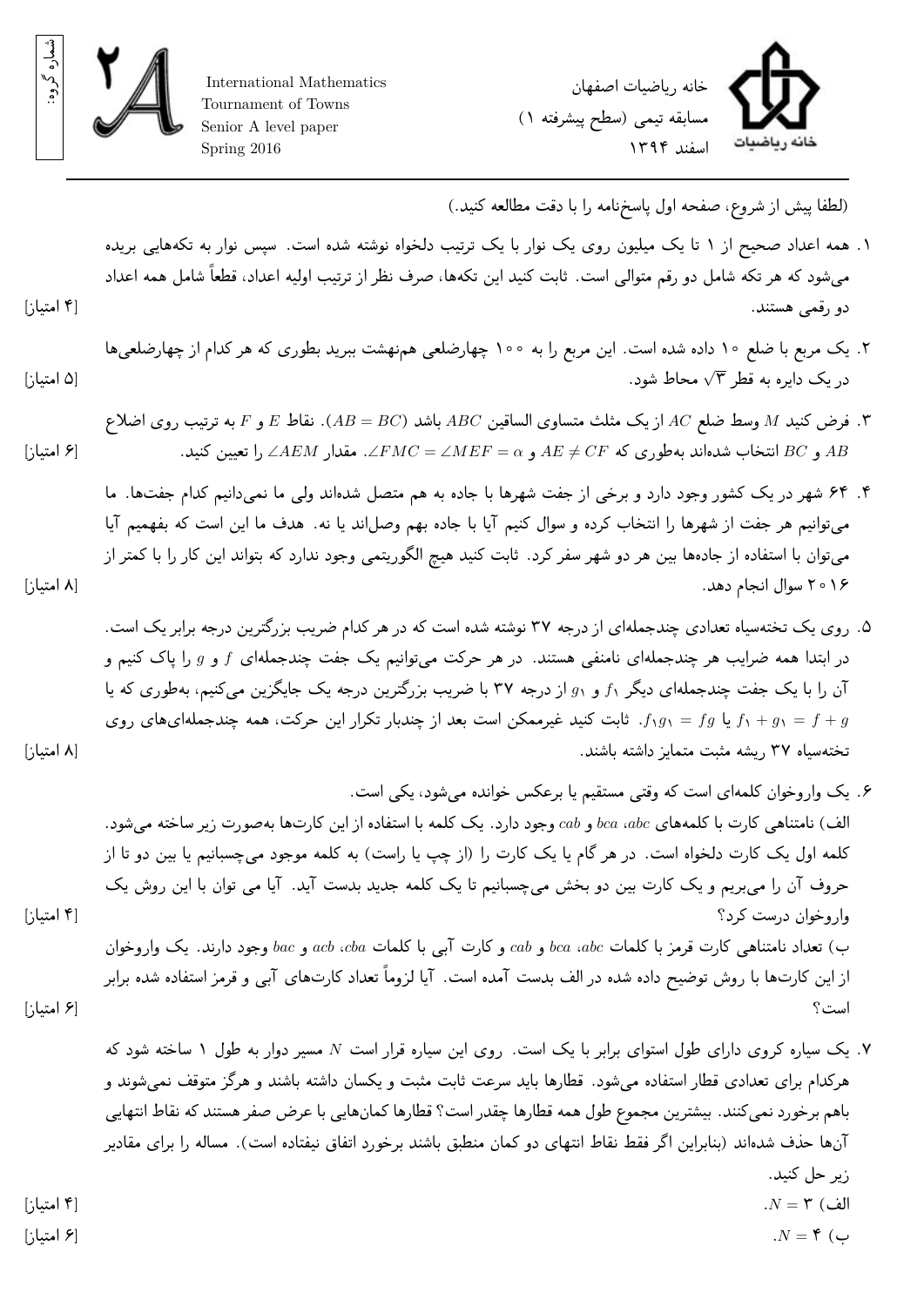شماره گروه:

International Mathematics
Tournament of Towns
Senior A level paper
Spring 2016

خانه ریاضیات اصفهان
مسابقه تیمی (سطح پیشرفته ۱)
اسفند ۱۳۹۴

(لطفا پیش از شروع، صفحه اول پاسخ‌نامه را با دقت مطالعه کنید.)

۱. همه اعداد صحیح از ۱ تا یک میلیون روی یک نوار با یک ترتیب دلخواه نوشته شده است. سپس نوار به تکه‌هایی بریده می‌شود که هر تکه شامل دو رقم متوالی است. ثابت کنید این تکه‌ها، صرف نظر از ترتیب اولیه اعداد، قطعاً شامل همه اعداد دو رقمی هستند. [۴ امتیاز]

۲. یک مربع با ضلع ۱۰ داده شده است. این مربع را به ۱۰۰ چهارضلعی هم‌نهشت ببرید بطوری که هر کدام از چهارضلعی‌ها در یک دایره به قطر $\sqrt{3}$ محاط شود. [۵ امتیاز]

۳. فرض کنید $M$ وسط ضلع $AC$ از یک مثلث متساوی الساقین $ABC$ باشد ($AB = BC$). نقاط $E$ و $F$ به ترتیب روی اضلاع $AB$ و $BC$ انتخاب شده‌اند به‌طوری که $AE \neq CF$ و $\angle FMC = \angle MEF = \alpha$. مقدار $\angle AEM$ را تعیین کنید. [۶ امتیاز]

۴. ۶۴ شهر در یک کشور وجود دارد و برخی از جفت شهرها با جاده به هم متصل شده‌اند ولی ما نمی‌دانیم کدام جفت‌ها. ما می‌توانیم هر جفت از شهرها را انتخاب کرده و سوال کنیم آیا با جاده بهم وصل‌اند یا نه. هدف ما این است که بفهمیم آیا می‌توان با استفاده از جاده‌ها بین هر دو شهر سفر کرد. ثابت کنید هیچ الگوریتمی وجود ندارد که بتواند این کار را با کمتر از ۲۰۱۶ سوال انجام دهد. [۸ امتیاز]

۵. روی یک تخته‌سیاه تعدادی چندجمله‌ای از درجه ۳۷ نوشته شده است که در هر کدام ضریب بزرگترین درجه برابر یک است. در ابتدا همه ضرایب هر چندجمله‌ای نامنفی هستند. در هر حرکت می‌توانیم یک جفت چندجمله‌ای $f$ و $g$ را پاک کنیم و آن را با یک جفت چندجمله‌ای دیگر $f_1$ و $g_1$ از درجه ۳۷ با ضریب بزرگترین درجه یک جایگزین می‌کنیم، به‌طوری که یا $f_1 g_1 = fg$ یا $f_1 + g_1 = f + g$. ثابت کنید غیرممکن است بعد از چندبار تکرار این حرکت، همه چندجمله‌ای‌های روی تخته‌سیاه ۳۷ ریشه مثبت متمایز داشته باشند. [۸ امتیاز]

۶. یک واروخوان کلمه‌ای است که وقتی مستقیم یا برعکس خوانده می‌شود، یکی است.

الف) نامتناهی کارت با کلمه‌های $abc$ ،$bca$ و $cab$ وجود دارد. یک کلمه با استفاده از این کارت‌ها به‌صورت زیر ساخته می‌شود. کلمه اول یک کارت دلخواه است. در هر گام یا یک کارت را (از چپ یا راست) به کلمه موجود می‌چسبانیم یا بین دو تا از حروف آن را می‌بریم و یک کارت بین دو بخش می‌چسبانیم تا یک کلمه جدید بدست آید. آیا می توان با این روش یک واروخوان درست کرد؟ [۴ امتیاز]

ب) تعداد نامتناهی کارت قرمز با کلمات $abc$ ،$bca$ و $cab$ و کارت آبی با کلمات $cba$ ،$acb$ و $bac$ وجود دارند. یک واروخوان از این کارت‌ها با روش توضیح داده شده در الف بدست آمده است. آیا لزوماً تعداد کارت‌های آبی و قرمز استفاده شده برابر است؟ [۶ امتیاز]

۷. یک سیاره کروی دارای طول استوای برابر با یک است. روی این سیاره قرار است $N$ مسیر دوار به طول ۱ ساخته شود که هرکدام برای تعدادی قطار استفاده می‌شود. قطارها باید سرعت ثابت مثبت و یکسان داشته باشند و هرگز متوقف نمی‌شوند و باهم برخورد نمی‌کنند. بیشترین مجموع طول همه قطارها چقدر است؟ قطارها کمان‌هایی با عرض صفر هستند که نقاط انتهایی آن‌ها حذف شده‌اند (بنابراین اگر فقط نقاط انتهای دو کمان منطبق باشند برخورد اتفاق نیفتاده است). مساله را برای مقادیر زیر حل کنید.

الف) $N = 3$. [۴ امتیاز]

ب) $N = 4$. [۶ امتیاز]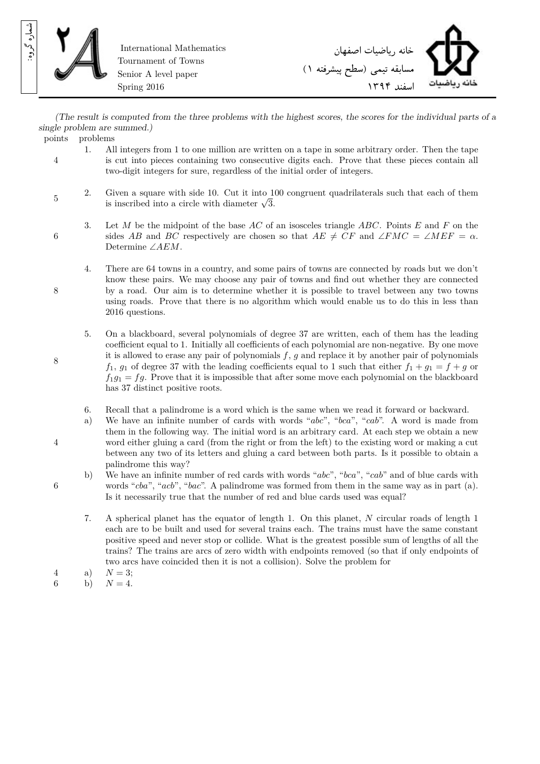شماره گروه:

International Mathematics
Tournament of Towns
Senior A level paper
Spring 2016

خانه ریاضیات اصفهان
مسابقه تیمی (سطح پیشرفته ۱)
اسفند ۱۳۹۴

*(The result is computed from the three problems with the highest scores, the scores for the individual parts of a single problem are summed.)*

| points | problems | |
|---|---|---|
| 4 | 1. | All integers from 1 to one million are written on a tape in some arbitrary order. Then the tape is cut into pieces containing two consecutive digits each. Prove that these pieces contain all two-digit integers for sure, regardless of the initial order of integers. |
| 5 | 2. | Given a square with side 10. Cut it into 100 congruent quadrilaterals such that each of them is inscribed into a circle with diameter $\sqrt{3}$. |
| 6 | 3. | Let $M$ be the midpoint of the base $AC$ of an isosceles triangle $ABC$. Points $E$ and $F$ on the sides $AB$ and $BC$ respectively are chosen so that $AE \neq CF$ and $\angle FMC = \angle MEF = \alpha$. Determine $\angle AEM$. |
| 8 | 4. | There are 64 towns in a country, and some pairs of towns are connected by roads but we don't know these pairs. We may choose any pair of towns and find out whether they are connected by a road. Our aim is to determine whether it is possible to travel between any two towns using roads. Prove that there is no algorithm which would enable us to do this in less than 2016 questions. |
| 8 | 5. | On a blackboard, several polynomials of degree 37 are written, each of them has the leading coefficient equal to 1. Initially all coefficients of each polynomial are non-negative. By one move it is allowed to erase any pair of polynomials $f$, $g$ and replace it by another pair of polynomials $f_1$, $g_1$ of degree 37 with the leading coefficients equal to 1 such that either $f_1 + g_1 = f + g$ or $f_1 g_1 = fg$. Prove that it is impossible that after some move each polynomial on the blackboard has 37 distinct positive roots. |
| | 6. | Recall that a palindrome is a word which is the same when we read it forward or backward. |
| 4 | a) | We have an infinite number of cards with words "*abc*", "*bca*", "*cab*". A word is made from them in the following way. The initial word is an arbitrary card. At each step we obtain a new word either gluing a card (from the right or from the left) to the existing word or making a cut between any two of its letters and gluing a card between both parts. Is it possible to obtain a palindrome this way? |
| 6 | b) | We have an infinite number of red cards with words "*abc*", "*bca*", "*cab*" and of blue cards with words "*cba*", "*acb*", "*bac*". A palindrome was formed from them in the same way as in part (a). Is it necessarily true that the number of red and blue cards used was equal? |
| | 7. | A spherical planet has the equator of length 1. On this planet, $N$ circular roads of length 1 each are to be built and used for several trains each. The trains must have the same constant positive speed and never stop or collide. What is the greatest possible sum of lengths of all the trains? The trains are arcs of zero width with endpoints removed (so that if only endpoints of two arcs have coincided then it is not a collision). Solve the problem for |
| 4 | a) | $N = 3$; |
| 6 | b) | $N = 4$. |